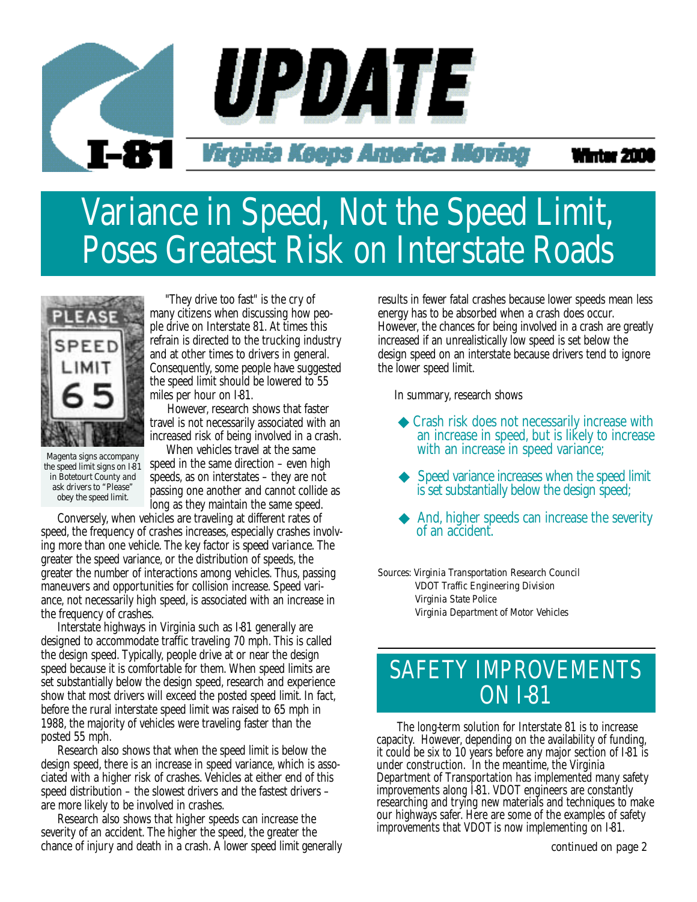# I-81 UPDATE

Virginia Keeps America Moving

Winter 2000

# Variance in Speed, Not the Speed Limit, Poses Greatest Risk on Interstate Roads

Magenta signs accompany the speed limit signs on I-81 in Botetourt County and ask drivers to "Please" obey the speed limit.

"They drive too fast" is the cry of many citizens when discussing how people drive on Interstate 81. At times this refrain is directed to the trucking industry and at other times to drivers in general. Consequently, some people have suggested the speed limit should be lowered to 55 miles per hour on I-81.

However, research shows that faster travel is not necessarily associated with an increased risk of being involved in a crash.

When vehicles travel at the same speed in the same direction – even high speeds, as on interstates – they are not passing one another and cannot collide as long as they maintain the same speed.

Conversely, when vehicles are traveling at different rates of speed, the frequency of crashes increases, especially crashes involving more than one vehicle. The key factor is speed *variance*. The greater the speed variance, or the distribution of speeds, the greater the number of interactions among vehicles. Thus, passing maneuvers and opportunities for collision increase. Speed variance, not necessarily high speed, is associated with an increase in the frequency of crashes.

Interstate highways in Virginia such as I-81 generally are designed to accommodate traffic traveling 70 mph. This is called the design speed. Typically, people drive at or near the design speed because it is comfortable for them. When speed limits are set substantially below the design speed, research and experience show that most drivers will exceed the posted speed limit. In fact, before the rural interstate speed limit was raised to 65 mph in 1988, the majority of vehicles were traveling faster than the posted 55 mph.

Research also shows that when the speed limit is below the design speed, there is an increase in speed variance, which is associated with a higher risk of crashes. Vehicles at either end of this speed distribution – the slowest drivers and the fastest drivers – are more likely to be involved in crashes.

Research also shows that higher speeds can increase the severity of an accident. The higher the speed, the greater the chance of injury and death in a crash. A lower speed limit generally results in fewer fatal crashes because lower speeds mean less energy has to be absorbed when a crash does occur. However, the chances for being involved in a crash are greatly increased if an unrealistically low speed is set below the design speed on an interstate because drivers tend to ignore the lower speed limit.

In summary, research shows

- Crash risk does not necessarily increase with an increase in speed, but is likely to increase with an increase in speed variance;
- Speed variance increases when the speed limit is set substantially below the design speed;
- And, higher speeds can increase the severity of an accident.

Sources: Virginia Transportation Research Council
VDOT Traffic Engineering Division
Virginia State Police
Virginia Department of Motor Vehicles

## SAFETY IMPROVEMENTS ON I-81

The long-term solution for Interstate 81 is to increase capacity. However, depending on the availability of funding, it could be six to 10 years before any major section of I-81 is under construction. In the meantime, the Virginia Department of Transportation has implemented many safety improvements along I-81. VDOT engineers are constantly researching and trying new materials and techniques to make our highways safer. Here are some of the examples of safety improvements that VDOT is now implementing on I-81.

continued on page 2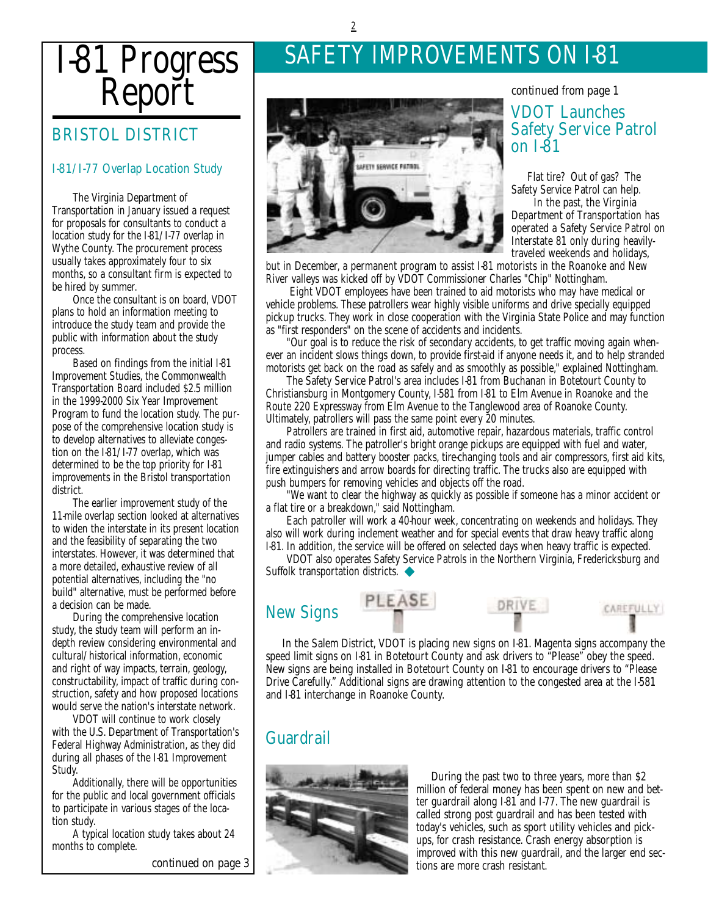# I-81 Progress Report

## BRISTOL DISTRICT

### I-81/I-77 Overlap Location Study

The Virginia Department of Transportation in January issued a request for proposals for consultants to conduct a location study for the I-81/I-77 overlap in Wythe County. The procurement process usually takes approximately four to six months, so a consultant firm is expected to be hired by summer.

Once the consultant is on board, VDOT plans to hold an information meeting to introduce the study team and provide the public with information about the study process.

Based on findings from the initial I-81 Improvement Studies, the Commonwealth Transportation Board included $2.5 million in the 1999-2000 Six Year Improvement Program to fund the location study. The purpose of the comprehensive location study is to develop alternatives to alleviate congestion on the I-81/I-77 overlap, which was determined to be the top priority for I-81 improvements in the Bristol transportation district.

The earlier improvement study of the 11-mile overlap section looked at alternatives to widen the interstate in its present location and the feasibility of separating the two interstates. However, it was determined that a more detailed, exhaustive review of all potential alternatives, including the "no build" alternative, must be performed before a decision can be made.

During the comprehensive location study, the study team will perform an in-depth review considering environmental and cultural/historical information, economic and right of way impacts, terrain, geology, constructability, impact of traffic during construction, safety and how proposed locations would serve the nation's interstate network.

VDOT will continue to work closely with the U.S. Department of Transportation's Federal Highway Administration, as they did during all phases of the I-81 Improvement Study.

Additionally, there will be opportunities for the public and local government officials to participate in various stages of the location study.

A typical location study takes about 24 months to complete.

*continued on page 3*

# SAFETY IMPROVEMENTS ON I-81

continued from page 1

## VDOT Launches Safety Service Patrol on I-81

Flat tire? Out of gas? The Safety Service Patrol can help.

In the past, the Virginia Department of Transportation has operated a Safety Service Patrol on Interstate 81 only during heavily-traveled weekends and holidays, but in December, a permanent program to assist I-81 motorists in the Roanoke and New River valleys was kicked off by VDOT Commissioner Charles "Chip" Nottingham.

Eight VDOT employees have been trained to aid motorists who may have medical or vehicle problems. These patrollers wear highly visible uniforms and drive specially equipped pickup trucks. They work in close cooperation with the Virginia State Police and may function as "first responders" on the scene of accidents and incidents.

"Our goal is to reduce the risk of secondary accidents, to get traffic moving again whenever an incident slows things down, to provide first-aid if anyone needs it, and to help stranded motorists get back on the road as safely and as smoothly as possible," explained Nottingham.

The Safety Service Patrol's area includes I-81 from Buchanan in Botetourt County to Christiansburg in Montgomery County, I-581 from I-81 to Elm Avenue in Roanoke and the Route 220 Expressway from Elm Avenue to the Tanglewood area of Roanoke County. Ultimately, patrollers will pass the same point every 20 minutes.

Patrollers are trained in first aid, automotive repair, hazardous materials, traffic control and radio systems. The patroller's bright orange pickups are equipped with fuel and water, jumper cables and battery booster packs, tire-changing tools and air compressors, first aid kits, fire extinguishers and arrow boards for directing traffic. The trucks also are equipped with push bumpers for removing vehicles and objects off the road.

"We want to clear the highway as quickly as possible if someone has a minor accident or a flat tire or a breakdown," said Nottingham.

Each patroller will work a 40-hour week, concentrating on weekends and holidays. They also will work during inclement weather and for special events that draw heavy traffic along I-81. In addition, the service will be offered on selected days when heavy traffic is expected.

VDOT also operates Safety Service Patrols in the Northern Virginia, Fredericksburg and Suffolk transportation districts. ◆

## New Signs

PLEASE DRIVE CAREFULLY

In the Salem District, VDOT is placing new signs on I-81. Magenta signs accompany the speed limit signs on I-81 in Botetourt County and ask drivers to "Please" obey the speed. New signs are being installed in Botetourt County on I-81 to encourage drivers to "Please Drive Carefully." Additional signs are drawing attention to the congested area at the I-581 and I-81 interchange in Roanoke County.

## Guardrail

During the past two to three years, more than $2 million of federal money has been spent on new and better guardrail along I-81 and I-77. The new guardrail is called strong post guardrail and has been tested with today's vehicles, such as sport utility vehicles and pickups, for crash resistance. Crash energy absorption is improved with this new guardrail, and the larger end sections are more crash resistant.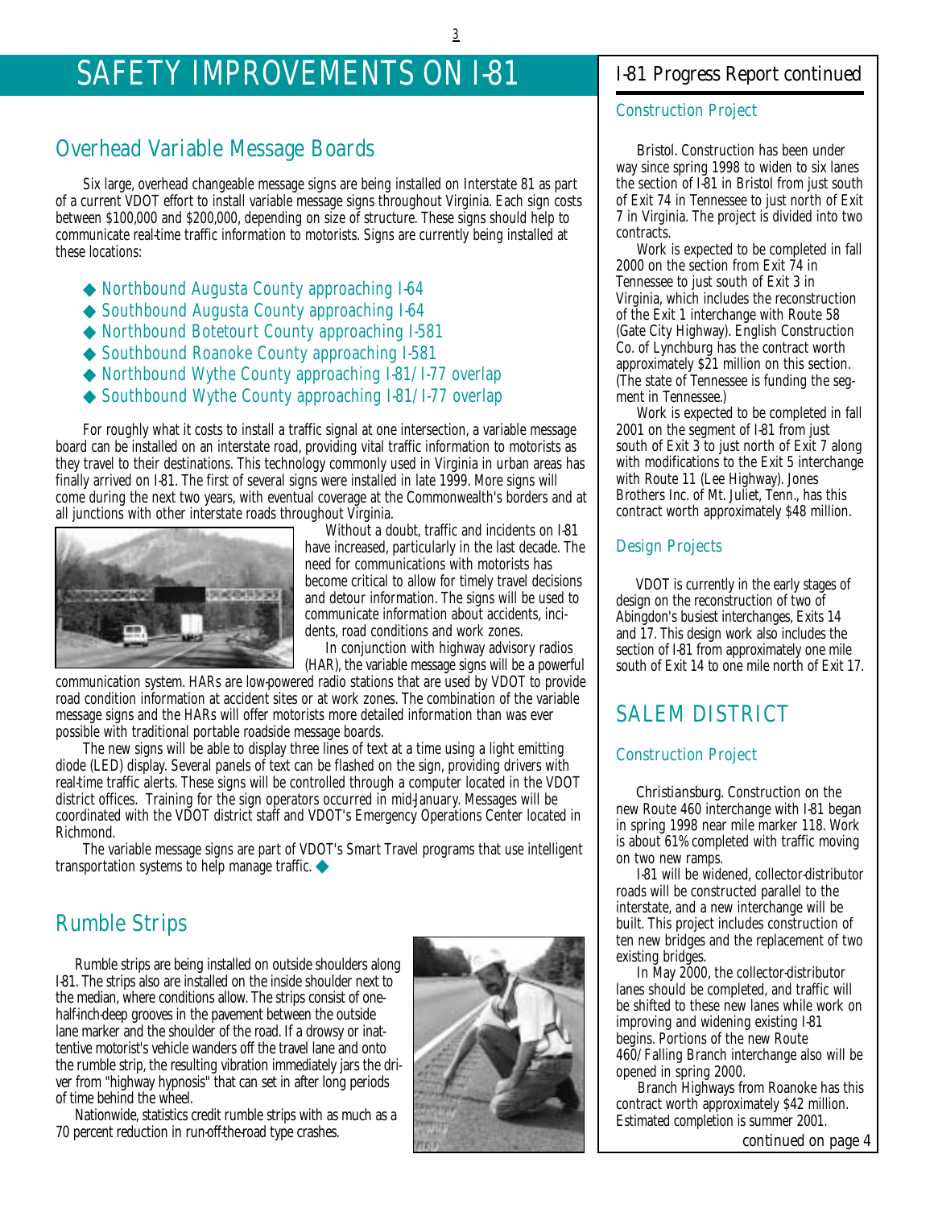# SAFETY IMPROVEMENTS ON I-81

## Overhead Variable Message Boards

Six large, overhead changeable message signs are being installed on Interstate 81 as part of a current VDOT effort to install variable message signs throughout Virginia. Each sign costs between $100,000 and $200,000, depending on size of structure. These signs should help to communicate real-time traffic information to motorists. Signs are currently being installed at these locations:

- Northbound Augusta County approaching I-64
- Southbound Augusta County approaching I-64
- Northbound Botetourt County approaching I-581
- Southbound Roanoke County approaching I-581
- Northbound Wythe County approaching I-81/I-77 overlap
- Southbound Wythe County approaching I-81/I-77 overlap

For roughly what it costs to install a traffic signal at one intersection, a variable message board can be installed on an interstate road, providing vital traffic information to motorists as they travel to their destinations. This technology commonly used in Virginia in urban areas has finally arrived on I-81. The first of several signs were installed in late 1999. More signs will come during the next two years, with eventual coverage at the Commonwealth's borders and at all junctions with other interstate roads throughout Virginia.

Without a doubt, traffic and incidents on I-81 have increased, particularly in the last decade. The need for communications with motorists has become critical to allow for timely travel decisions and detour information. The signs will be used to communicate information about accidents, incidents, road conditions and work zones.

In conjunction with highway advisory radios (HAR), the variable message signs will be a powerful communication system. HARs are low-powered radio stations that are used by VDOT to provide road condition information at accident sites or at work zones. The combination of the variable message signs and the HARs will offer motorists more detailed information than was ever possible with traditional portable roadside message boards.

The new signs will be able to display three lines of text at a time using a light emitting diode (LED) display. Several panels of text can be flashed on the sign, providing drivers with real-time traffic alerts. These signs will be controlled through a computer located in the VDOT district offices. Training for the sign operators occurred in mid-January. Messages will be coordinated with the VDOT district staff and VDOT's Emergency Operations Center located in Richmond.

The variable message signs are part of VDOT's Smart Travel programs that use intelligent transportation systems to help manage traffic. ◆

## Rumble Strips

Rumble strips are being installed on outside shoulders along I-81. The strips also are installed on the inside shoulder next to the median, where conditions allow. The strips consist of one-half-inch-deep grooves in the pavement between the outside lane marker and the shoulder of the road. If a drowsy or inattentive motorist's vehicle wanders off the travel lane and onto the rumble strip, the resulting vibration immediately jars the driver from "highway hypnosis" that can set in after long periods of time behind the wheel.

Nationwide, statistics credit rumble strips with as much as a 70 percent reduction in run-off-the-road type crashes.

## I-81 Progress Report continued

### Construction Project

Bristol. Construction has been under way since spring 1998 to widen to six lanes the section of I-81 in Bristol from just south of Exit 74 in Tennessee to just north of Exit 7 in Virginia. The project is divided into two contracts.

Work is expected to be completed in fall 2000 on the section from Exit 74 in Tennessee to just south of Exit 3 in Virginia, which includes the reconstruction of the Exit 1 interchange with Route 58 (Gate City Highway). English Construction Co. of Lynchburg has the contract worth approximately $21 million on this section. (The state of Tennessee is funding the segment in Tennessee.)

Work is expected to be completed in fall 2001 on the segment of I-81 from just south of Exit 3 to just north of Exit 7 along with modifications to the Exit 5 interchange with Route 11 (Lee Highway). Jones Brothers Inc. of Mt. Juliet, Tenn., has this contract worth approximately $48 million.

### Design Projects

VDOT is currently in the early stages of design on the reconstruction of two of Abingdon's busiest interchanges, Exits 14 and 17. This design work also includes the section of I-81 from approximately one mile south of Exit 14 to one mile north of Exit 17.

## SALEM DISTRICT

### Construction Project

Christiansburg. Construction on the new Route 460 interchange with I-81 began in spring 1998 near mile marker 118. Work is about 61% completed with traffic moving on two new ramps.

I-81 will be widened, collector-distributor roads will be constructed parallel to the interstate, and a new interchange will be built. This project includes construction of ten new bridges and the replacement of two existing bridges.

In May 2000, the collector-distributor lanes should be completed, and traffic will be shifted to these new lanes while work on improving and widening existing I-81 begins. Portions of the new Route 460/Falling Branch interchange also will be opened in spring 2000.

Branch Highways from Roanoke has this contract worth approximately $42 million. Estimated completion is summer 2001.

*continued on page 4*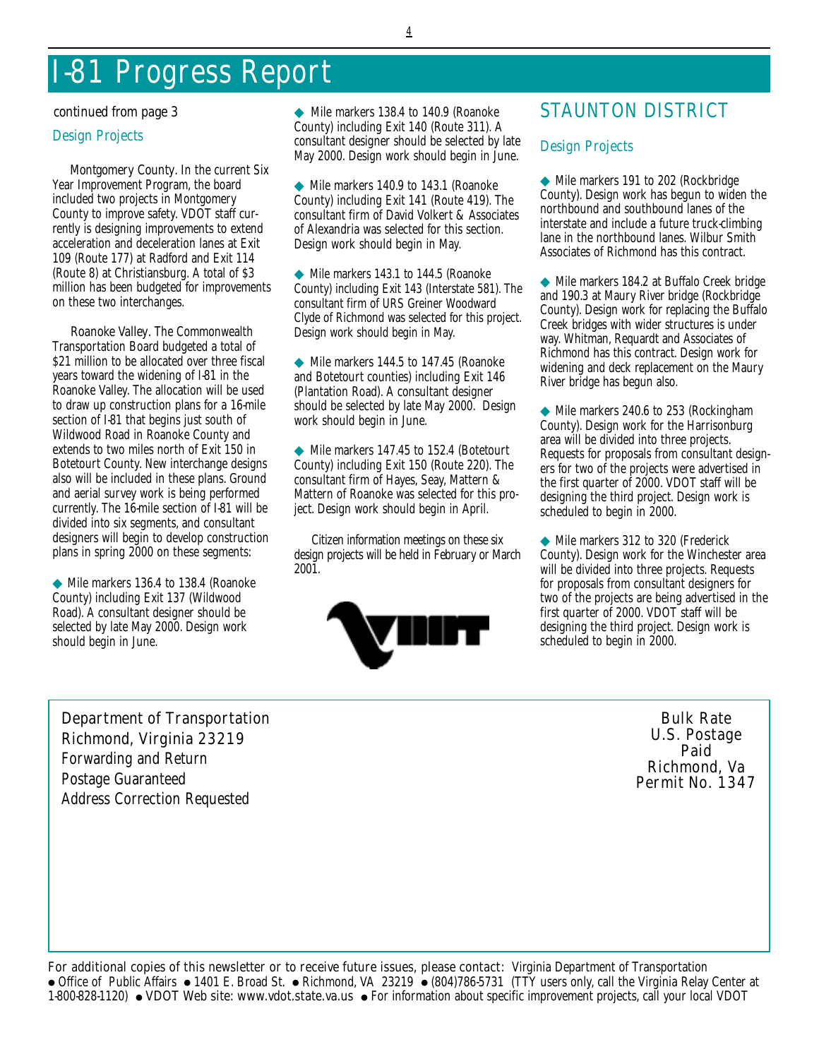# I-81 Progress Report

continued from page 3

### Design Projects

Montgomery County. In the current Six Year Improvement Program, the board included two projects in Montgomery County to improve safety. VDOT staff currently is designing improvements to extend acceleration and deceleration lanes at Exit 109 (Route 177) at Radford and Exit 114 (Route 8) at Christiansburg. A total of $3 million has been budgeted for improvements on these two interchanges.

Roanoke Valley. The Commonwealth Transportation Board budgeted a total of $21 million to be allocated over three fiscal years toward the widening of I-81 in the Roanoke Valley. The allocation will be used to draw up construction plans for a 16-mile section of I-81 that begins just south of Wildwood Road in Roanoke County and extends to two miles north of Exit 150 in Botetourt County. New interchange designs also will be included in these plans. Ground and aerial survey work is being performed currently. The 16-mile section of I-81 will be divided into six segments, and consultant designers will begin to develop construction plans in spring 2000 on these segments:

- Mile markers 136.4 to 138.4 (Roanoke County) including Exit 137 (Wildwood Road). A consultant designer should be selected by late May 2000. Design work should begin in June.
- Mile markers 138.4 to 140.9 (Roanoke County) including Exit 140 (Route 311). A consultant designer should be selected by late May 2000. Design work should begin in June.
- Mile markers 140.9 to 143.1 (Roanoke County) including Exit 141 (Route 419). The consultant firm of David Volkert & Associates of Alexandria was selected for this section. Design work should begin in May.
- Mile markers 143.1 to 144.5 (Roanoke County) including Exit 143 (Interstate 581). The consultant firm of URS Greiner Woodward Clyde of Richmond was selected for this project. Design work should begin in May.
- Mile markers 144.5 to 147.45 (Roanoke and Botetourt counties) including Exit 146 (Plantation Road). A consultant designer should be selected by late May 2000. Design work should begin in June.
- Mile markers 147.45 to 152.4 (Botetourt County) including Exit 150 (Route 220). The consultant firm of Hayes, Seay, Mattern & Mattern of Roanoke was selected for this project. Design work should begin in April.

Citizen information meetings on these six design projects will be held in February or March 2001.

## STAUNTON DISTRICT

### Design Projects

- Mile markers 191 to 202 (Rockbridge County). Design work has begun to widen the northbound and southbound lanes of the interstate and include a future truck-climbing lane in the northbound lanes. Wilbur Smith Associates of Richmond has this contract.
- Mile markers 184.2 at Buffalo Creek bridge and 190.3 at Maury River bridge (Rockbridge County). Design work for replacing the Buffalo Creek bridges with wider structures is under way. Whitman, Requardt and Associates of Richmond has this contract. Design work for widening and deck replacement on the Maury River bridge has begun also.
- Mile markers 240.6 to 253 (Rockingham County). Design work for the Harrisonburg area will be divided into three projects. Requests for proposals from consultant designers for two of the projects were advertised in the first quarter of 2000. VDOT staff will be designing the third project. Design work is scheduled to begin in 2000.
- Mile markers 312 to 320 (Frederick County). Design work for the Winchester area will be divided into three projects. Requests for proposals from consultant designers for two of the projects are being advertised in the first quarter of 2000. VDOT staff will be designing the third project. Design work is scheduled to begin in 2000.

VDOT

Department of Transportation
Richmond, Virginia 23219
Forwarding and Return
Postage Guaranteed
Address Correction Requested

Bulk Rate
U.S. Postage
Paid
Richmond, Va
Permit No. 1347

For additional copies of this newsletter or to receive future issues, please contact: Virginia Department of Transportation • Office of Public Affairs • 1401 E. Broad St. • Richmond, VA 23219 • (804)786-5731 (TTY users only, call the Virginia Relay Center at 1-800-828-1120) • VDOT Web site: www.vdot.state.va.us • For information about specific improvement projects, call your local VDOT